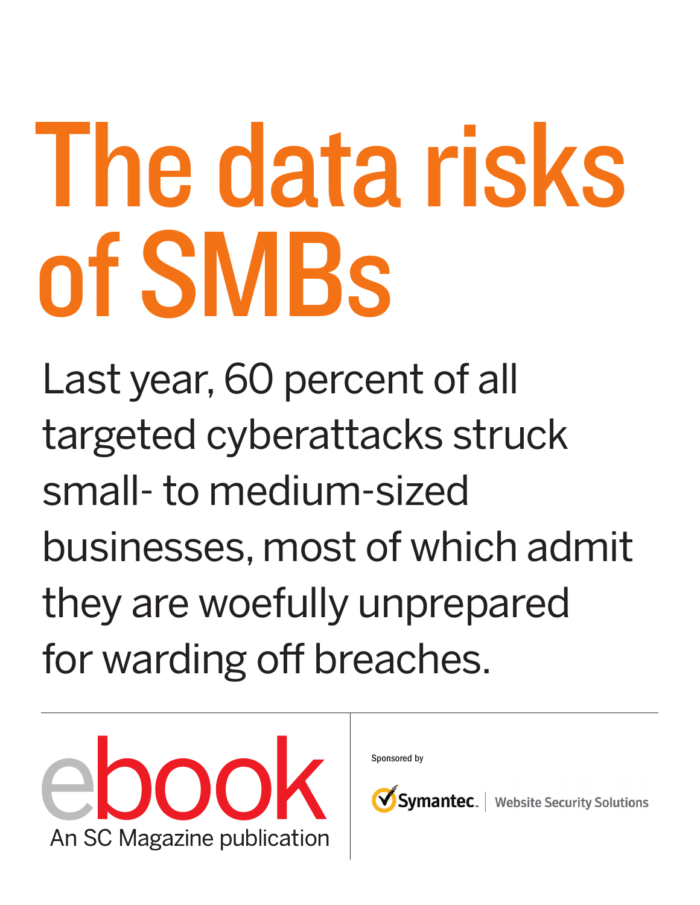# The data risks of SMBs

Last year, 60 percent of all targeted cyberattacks struck small- to medium-sized businesses, most of which admit they are woefully unprepared for warding off breaches.

ebook
An SC Magazine publication

Sponsored by

Symantec. | Website Security Solutions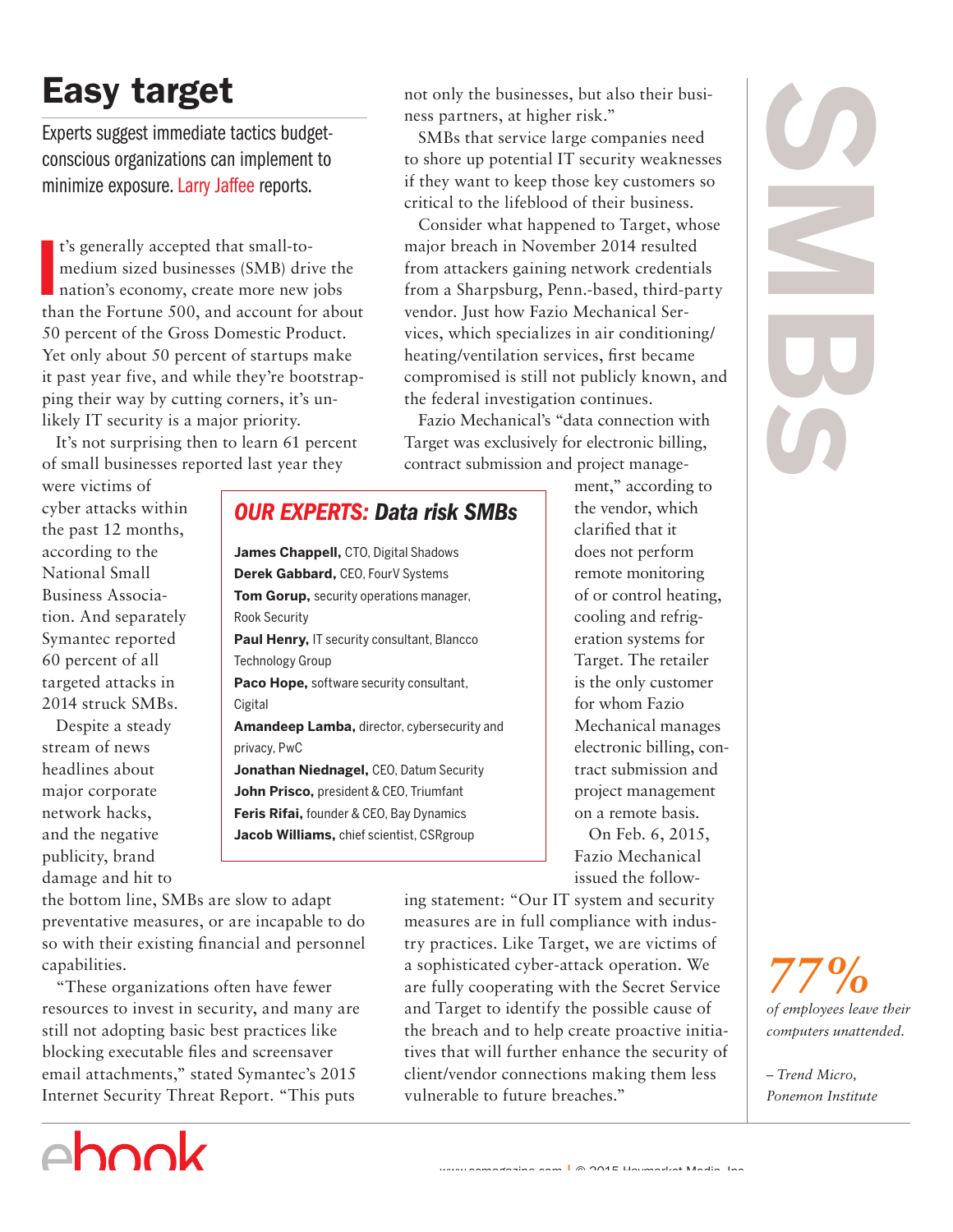# Easy target

Experts suggest immediate tactics budget-conscious organizations can implement to minimize exposure. Larry Jaffee reports.

It's generally accepted that small-to-medium sized businesses (SMB) drive the nation's economy, create more new jobs than the Fortune 500, and account for about 50 percent of the Gross Domestic Product. Yet only about 50 percent of startups make it past year five, and while they're bootstrapping their way by cutting corners, it's unlikely IT security is a major priority.

It's not surprising then to learn 61 percent of small businesses reported last year they were victims of cyber attacks within the past 12 months, according to the National Small Business Association. And separately Symantec reported 60 percent of all targeted attacks in 2014 struck SMBs.

Despite a steady stream of news headlines about major corporate network hacks, and the negative publicity, brand damage and hit to the bottom line, SMBs are slow to adapt preventative measures, or are incapable to do so with their existing financial and personnel capabilities.

"These organizations often have fewer resources to invest in security, and many are still not adopting basic best practices like blocking executable files and screensaver email attachments," stated Symantec's 2015 Internet Security Threat Report. "This puts not only the businesses, but also their business partners, at higher risk."

SMBs that service large companies need to shore up potential IT security weaknesses if they want to keep those key customers so critical to the lifeblood of their business.

Consider what happened to Target, whose major breach in November 2014 resulted from attackers gaining network credentials from a Sharpsburg, Penn.-based, third-party vendor. Just how Fazio Mechanical Services, which specializes in air conditioning/heating/ventilation services, first became compromised is still not publicly known, and the federal investigation continues.

Fazio Mechanical's "data connection with Target was exclusively for electronic billing, contract submission and project management," according to the vendor, which clarified that it does not perform remote monitoring of or control heating, cooling and refrigeration systems for Target. The retailer is the only customer for whom Fazio Mechanical manages electronic billing, contract submission and project management on a remote basis.

On Feb. 6, 2015, Fazio Mechanical issued the following statement: "Our IT system and security measures are in full compliance with industry practices. Like Target, we are victims of a sophisticated cyber-attack operation. We are fully cooperating with the Secret Service and Target to identify the possible cause of the breach and to help create proactive initiatives that will further enhance the security of client/vendor connections making them less vulnerable to future breaches."

## OUR EXPERTS: Data risk SMBs

**James Chappell,** CTO, Digital Shadows
**Derek Gabbard,** CEO, FourV Systems
**Tom Gorup,** security operations manager, Rook Security
**Paul Henry,** IT security consultant, Blancco Technology Group
**Paco Hope,** software security consultant, Cigital
**Amandeep Lamba,** director, cybersecurity and privacy, PwC
**Jonathan Niednagel,** CEO, Datum Security
**John Prisco,** president & CEO, Triumfant
**Feris Rifai,** founder & CEO, Bay Dynamics
**Jacob Williams,** chief scientist, CSRgroup

SMBs

*77% of employees leave their computers unattended.*

*– Trend Micro, Ponemon Institute*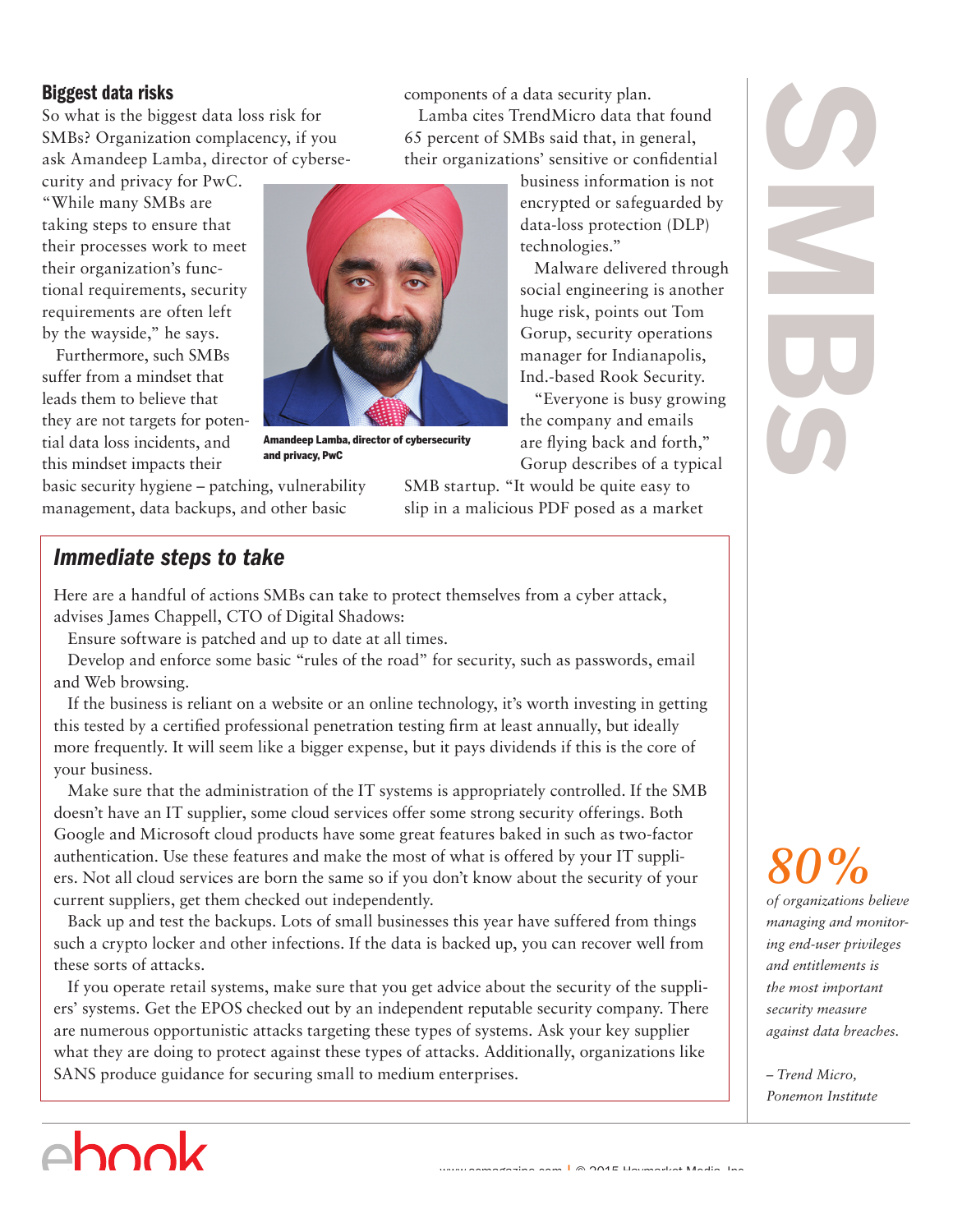## Biggest data risks

So what is the biggest data loss risk for SMBs? Organization complacency, if you ask Amandeep Lamba, director of cybersecurity and privacy for PwC. "While many SMBs are taking steps to ensure that their processes work to meet their organization's functional requirements, security requirements are often left by the wayside," he says.

Furthermore, such SMBs suffer from a mindset that leads them to believe that they are not targets for potential data loss incidents, and this mindset impacts their basic security hygiene – patching, vulnerability management, data backups, and other basic components of a data security plan.

Amandeep Lamba, director of cybersecurity and privacy, PwC

Lamba cites TrendMicro data that found 65 percent of SMBs said that, in general, their organizations' sensitive or confidential business information is not encrypted or safeguarded by data-loss protection (DLP) technologies."

Malware delivered through social engineering is another huge risk, points out Tom Gorup, security operations manager for Indianapolis, Ind.-based Rook Security.

"Everyone is busy growing the company and emails are flying back and forth," Gorup describes of a typical SMB startup. "It would be quite easy to slip in a malicious PDF posed as a market

### *Immediate steps to take*

Here are a handful of actions SMBs can take to protect themselves from a cyber attack, advises James Chappell, CTO of Digital Shadows:

Ensure software is patched and up to date at all times.

Develop and enforce some basic "rules of the road" for security, such as passwords, email and Web browsing.

If the business is reliant on a website or an online technology, it's worth investing in getting this tested by a certified professional penetration testing firm at least annually, but ideally more frequently. It will seem like a bigger expense, but it pays dividends if this is the core of your business.

Make sure that the administration of the IT systems is appropriately controlled. If the SMB doesn't have an IT supplier, some cloud services offer some strong security offerings. Both Google and Microsoft cloud products have some great features baked in such as two-factor authentication. Use these features and make the most of what is offered by your IT suppliers. Not all cloud services are born the same so if you don't know about the security of your current suppliers, get them checked out independently.

Back up and test the backups. Lots of small businesses this year have suffered from things such a crypto locker and other infections. If the data is backed up, you can recover well from these sorts of attacks.

If you operate retail systems, make sure that you get advice about the security of the suppliers' systems. Get the EPOS checked out by an independent reputable security company. There are numerous opportunistic attacks targeting these types of systems. Ask your key supplier what they are doing to protect against these types of attacks. Additionally, organizations like SANS produce guidance for securing small to medium enterprises.

*80%*

*of organizations believe managing and monitoring end-user privileges and entitlements is the most important security measure against data breaches.*

*– Trend Micro, Ponemon Institute*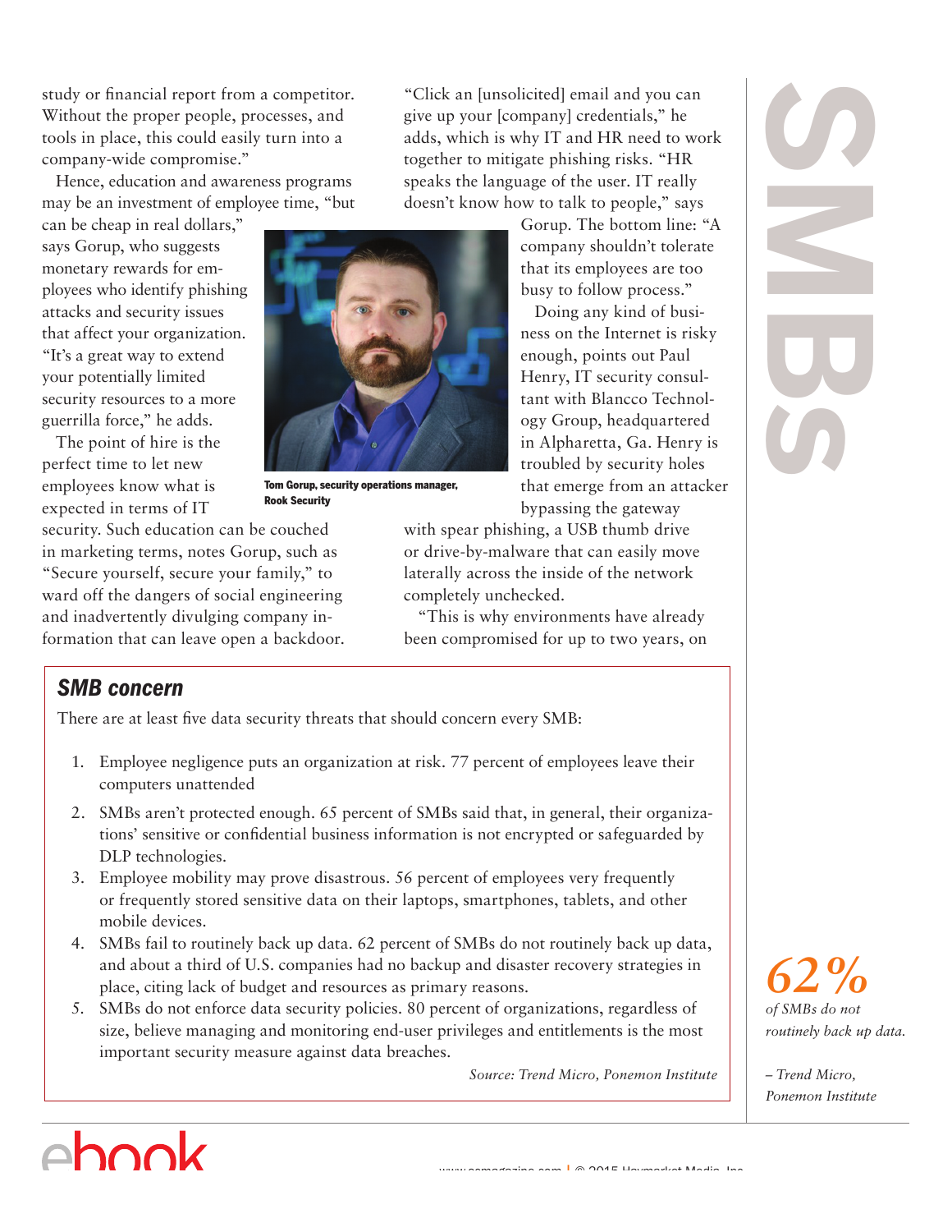study or financial report from a competitor. Without the proper people, processes, and tools in place, this could easily turn into a company-wide compromise."

Hence, education and awareness programs may be an investment of employee time, "but can be cheap in real dollars," says Gorup, who suggests monetary rewards for employees who identify phishing attacks and security issues that affect your organization. "It's a great way to extend your potentially limited security resources to a more guerrilla force," he adds.

The point of hire is the perfect time to let new employees know what is expected in terms of IT security. Such education can be couched in marketing terms, notes Gorup, such as "Secure yourself, secure your family," to ward off the dangers of social engineering and inadvertently divulging company information that can leave open a backdoor.

Tom Gorup, security operations manager, Rook Security

"Click an [unsolicited] email and you can give up your [company] credentials," he adds, which is why IT and HR need to work together to mitigate phishing risks. "HR speaks the language of the user. IT really doesn't know how to talk to people," says Gorup. The bottom line: "A company shouldn't tolerate that its employees are too busy to follow process."

Doing any kind of business on the Internet is risky enough, points out Paul Henry, IT security consultant with Blancco Technology Group, headquartered in Alpharetta, Ga. Henry is troubled by security holes that emerge from an attacker bypassing the gateway with spear phishing, a USB thumb drive or drive-by-malware that can easily move laterally across the inside of the network completely unchecked.

"This is why environments have already been compromised for up to two years, on

## SMB concern

There are at least five data security threats that should concern every SMB:

1. Employee negligence puts an organization at risk. 77 percent of employees leave their computers unattended
2. SMBs aren't protected enough. 65 percent of SMBs said that, in general, their organizations' sensitive or confidential business information is not encrypted or safeguarded by DLP technologies.
3. Employee mobility may prove disastrous. 56 percent of employees very frequently or frequently stored sensitive data on their laptops, smartphones, tablets, and other mobile devices.
4. SMBs fail to routinely back up data. 62 percent of SMBs do not routinely back up data, and about a third of U.S. companies had no backup and disaster recovery strategies in place, citing lack of budget and resources as primary reasons.
5. SMBs do not enforce data security policies. 80 percent of organizations, regardless of size, believe managing and monitoring end-user privileges and entitlements is the most important security measure against data breaches.

*Source: Trend Micro, Ponemon Institute*

**62%** *of SMBs do not routinely back up data.*

*– Trend Micro, Ponemon Institute*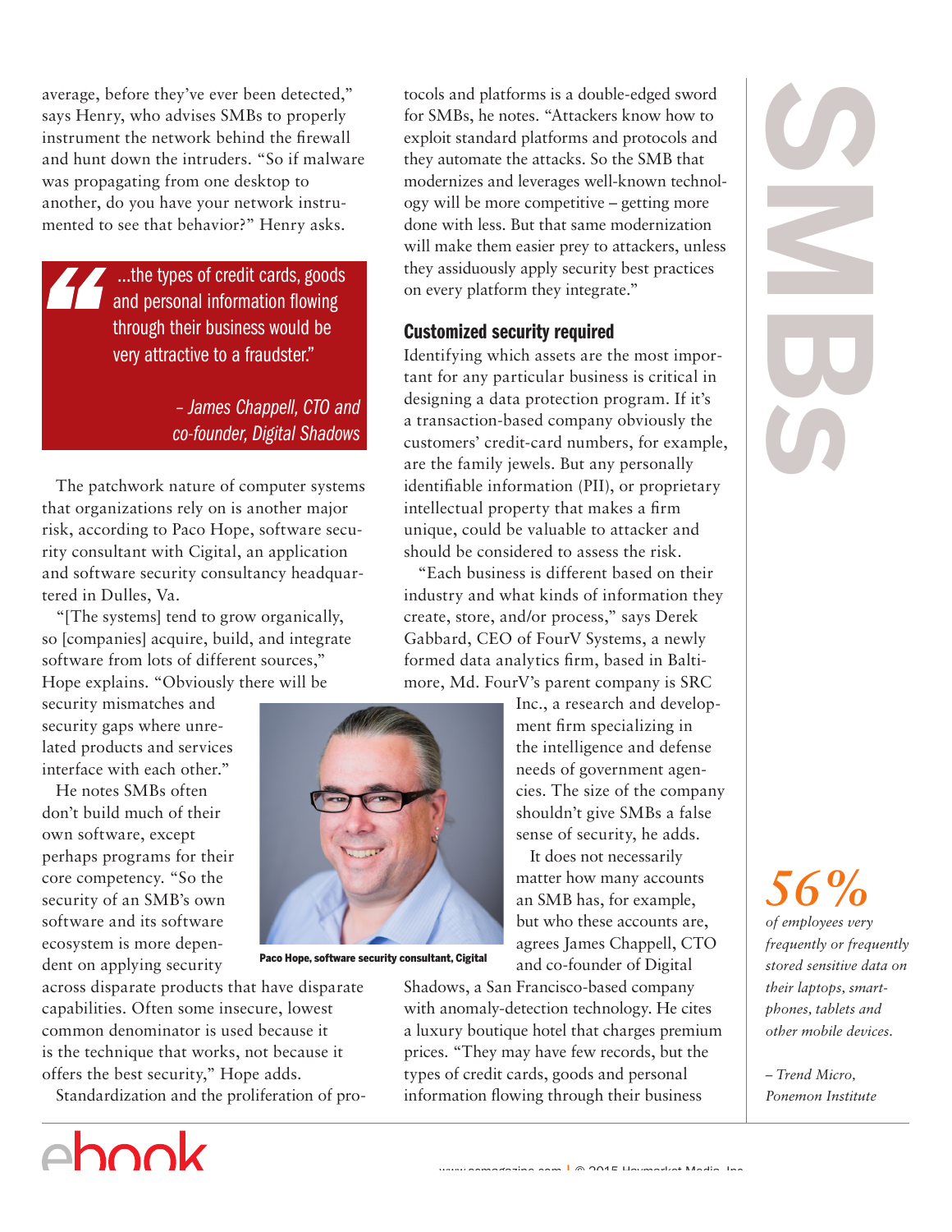average, before they've ever been detected," says Henry, who advises SMBs to properly instrument the network behind the firewall and hunt down the intruders. "So if malware was propagating from one desktop to another, do you have your network instrumented to see that behavior?" Henry asks.

> "...the types of credit cards, goods and personal information flowing through their business would be very attractive to a fraudster."
>
> – James Chappell, CTO and co-founder, Digital Shadows

The patchwork nature of computer systems that organizations rely on is another major risk, according to Paco Hope, software security consultant with Cigital, an application and software security consultancy headquartered in Dulles, Va.

"[The systems] tend to grow organically, so [companies] acquire, build, and integrate software from lots of different sources," Hope explains. "Obviously there will be security mismatches and security gaps where unrelated products and services interface with each other."

He notes SMBs often don't build much of their own software, except perhaps programs for their core competency. "So the security of an SMB's own software and its software ecosystem is more dependent on applying security across disparate products that have disparate capabilities. Often some insecure, lowest common denominator is used because it is the technique that works, not because it offers the best security," Hope adds.

Paco Hope, software security consultant, Cigital

Standardization and the proliferation of protocols and platforms is a double-edged sword for SMBs, he notes. "Attackers know how to exploit standard platforms and protocols and they automate the attacks. So the SMB that modernizes and leverages well-known technology will be more competitive – getting more done with less. But that same modernization will make them easier prey to attackers, unless they assiduously apply security best practices on every platform they integrate."

## Customized security required

Identifying which assets are the most important for any particular business is critical in designing a data protection program. If it's a transaction-based company obviously the customers' credit-card numbers, for example, are the family jewels. But any personally identifiable information (PII), or proprietary intellectual property that makes a firm unique, could be valuable to attacker and should be considered to assess the risk.

"Each business is different based on their industry and what kinds of information they create, store, and/or process," says Derek Gabbard, CEO of FourV Systems, a newly formed data analytics firm, based in Baltimore, Md. FourV's parent company is SRC Inc., a research and development firm specializing in the intelligence and defense needs of government agencies. The size of the company shouldn't give SMBs a false sense of security, he adds.

It does not necessarily matter how many accounts an SMB has, for example, but who these accounts are, agrees James Chappell, CTO and co-founder of Digital Shadows, a San Francisco-based company with anomaly-detection technology. He cites a luxury boutique hotel that charges premium prices. "They may have few records, but the types of credit cards, goods and personal information flowing through their business

**56%**

*of employees very frequently or frequently stored sensitive data on their laptops, smartphones, tablets and other mobile devices.*

*– Trend Micro, Ponemon Institute*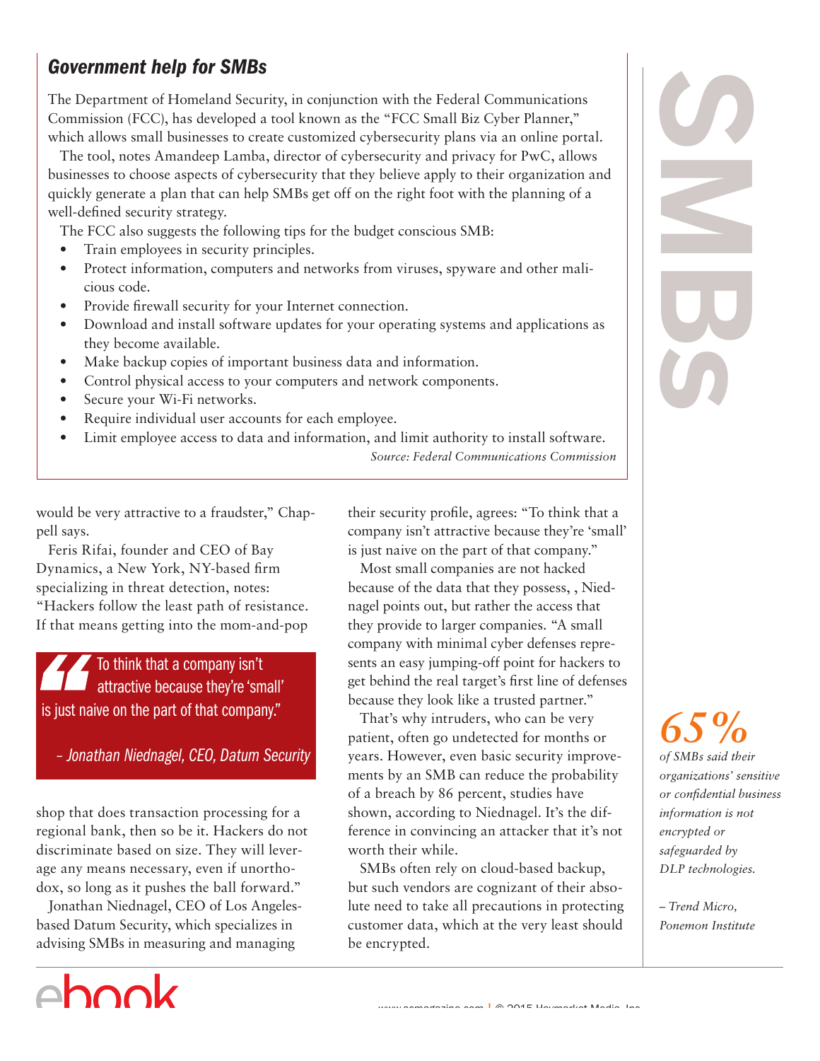## Government help for SMBs

The Department of Homeland Security, in conjunction with the Federal Communications Commission (FCC), has developed a tool known as the "FCC Small Biz Cyber Planner," which allows small businesses to create customized cybersecurity plans via an online portal.

The tool, notes Amandeep Lamba, director of cybersecurity and privacy for PwC, allows businesses to choose aspects of cybersecurity that they believe apply to their organization and quickly generate a plan that can help SMBs get off on the right foot with the planning of a well-defined security strategy.

The FCC also suggests the following tips for the budget conscious SMB:

- Train employees in security principles.
- Protect information, computers and networks from viruses, spyware and other malicious code.
- Provide firewall security for your Internet connection.
- Download and install software updates for your operating systems and applications as they become available.
- Make backup copies of important business data and information.
- Control physical access to your computers and network components.
- Secure your Wi-Fi networks.
- Require individual user accounts for each employee.
- Limit employee access to data and information, and limit authority to install software.

*Source: Federal Communications Commission*

would be very attractive to a fraudster," Chappell says.

Feris Rifai, founder and CEO of Bay Dynamics, a New York, NY-based firm specializing in threat detection, notes: "Hackers follow the least path of resistance. If that means getting into the mom-and-pop shop that does transaction processing for a regional bank, then so be it. Hackers do not discriminate based on size. They will leverage any means necessary, even if unorthodox, so long as it pushes the ball forward."

> "To think that a company isn't attractive because they're 'small' is just naive on the part of that company."
>
> *– Jonathan Niednagel, CEO, Datum Security*

Jonathan Niednagel, CEO of Los Angeles-based Datum Security, which specializes in advising SMBs in measuring and managing their security profile, agrees: "To think that a company isn't attractive because they're 'small' is just naive on the part of that company."

Most small companies are not hacked because of the data that they possess, , Niednagel points out, but rather the access that they provide to larger companies. "A small company with minimal cyber defenses represents an easy jumping-off point for hackers to get behind the real target's first line of defenses because they look like a trusted partner."

That's why intruders, who can be very patient, often go undetected for months or years. However, even basic security improvements by an SMB can reduce the probability of a breach by 86 percent, studies have shown, according to Niednagel. It's the difference in convincing an attacker that it's not worth their while.

SMBs often rely on cloud-based backup, but such vendors are cognizant of their absolute need to take all precautions in protecting customer data, which at the very least should be encrypted.

**65%** *of SMBs said their organizations' sensitive or confidential business information is not encrypted or safeguarded by DLP technologies.*

*– Trend Micro, Ponemon Institute*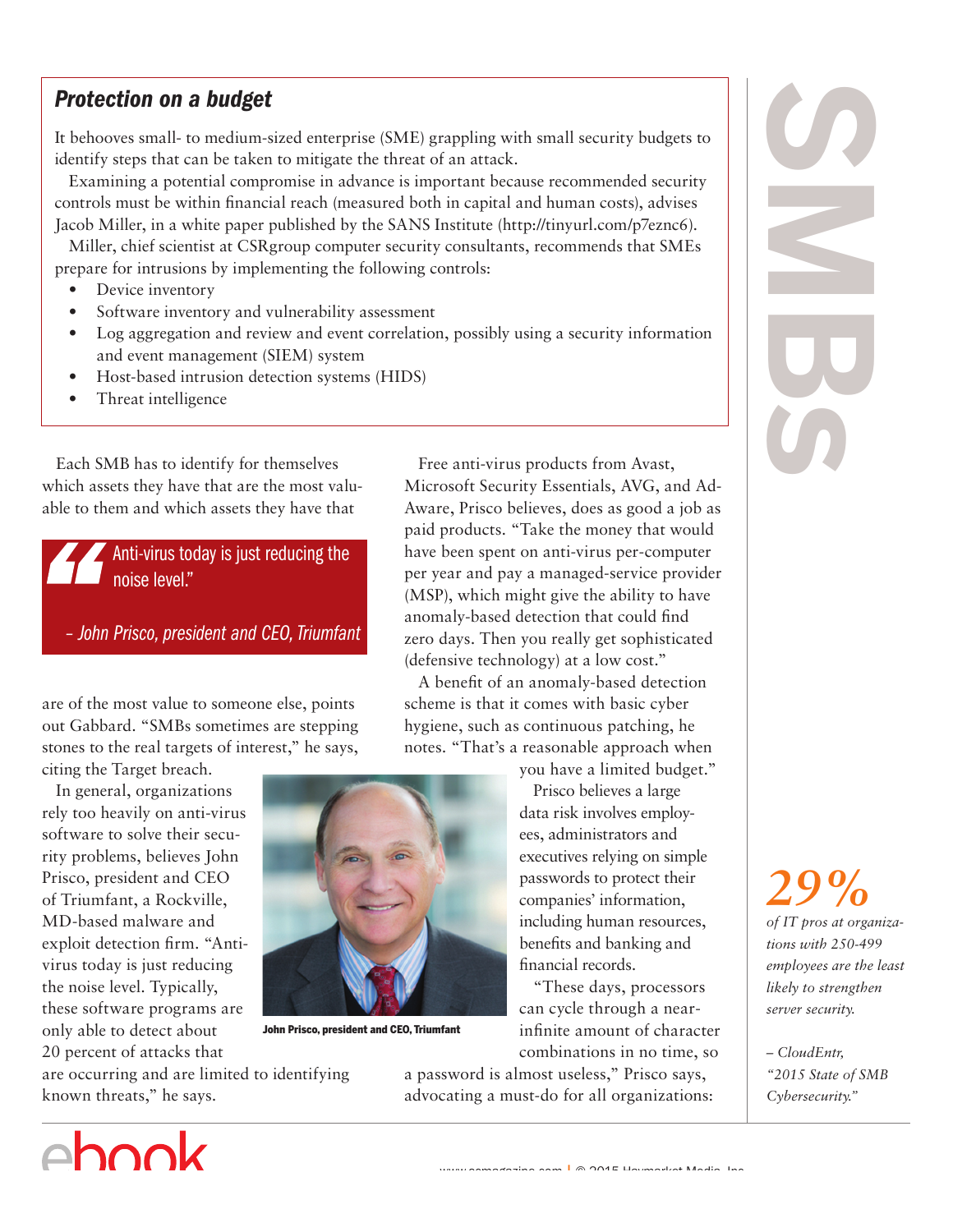## *Protection on a budget*

It behooves small- to medium-sized enterprise (SME) grappling with small security budgets to identify steps that can be taken to mitigate the threat of an attack.

Examining a potential compromise in advance is important because recommended security controls must be within financial reach (measured both in capital and human costs), advises Jacob Miller, in a white paper published by the SANS Institute (http://tinyurl.com/p7eznc6).

Miller, chief scientist at CSRgroup computer security consultants, recommends that SMEs prepare for intrusions by implementing the following controls:

- Device inventory
- Software inventory and vulnerability assessment
- Log aggregation and review and event correlation, possibly using a security information and event management (SIEM) system
- Host-based intrusion detection systems (HIDS)
- Threat intelligence

Each SMB has to identify for themselves which assets they have that are the most valuable to them and which assets they have that are of the most value to someone else, points out Gabbard. "SMBs sometimes are stepping stones to the real targets of interest," he says, citing the Target breach.

> *Anti-virus today is just reducing the noise level."*
>
> *– John Prisco, president and CEO, Triumfant*

In general, organizations rely too heavily on anti-virus software to solve their security problems, believes John Prisco, president and CEO of Triumfant, a Rockville, MD-based malware and exploit detection firm. "Anti-virus today is just reducing the noise level. Typically, these software programs are only able to detect about 20 percent of attacks that are occurring and are limited to identifying known threats," he says.

John Prisco, president and CEO, Triumfant

Free anti-virus products from Avast, Microsoft Security Essentials, AVG, and Ad-Aware, Prisco believes, does as good a job as paid products. "Take the money that would have been spent on anti-virus per-computer per year and pay a managed-service provider (MSP), which might give the ability to have anomaly-based detection that could find zero days. Then you really get sophisticated (defensive technology) at a low cost."

A benefit of an anomaly-based detection scheme is that it comes with basic cyber hygiene, such as continuous patching, he notes. "That's a reasonable approach when you have a limited budget."

Prisco believes a large data risk involves employees, administrators and executives relying on simple passwords to protect their companies' information, including human resources, benefits and banking and financial records.

"These days, processors can cycle through a near-infinite amount of character combinations in no time, so a password is almost useless," Prisco says, advocating a must-do for all organizations:

**29%**

*of IT pros at organizations with 250-499 employees are the least likely to strengthen server security.*

*– CloudEntr, "2015 State of SMB Cybersecurity."*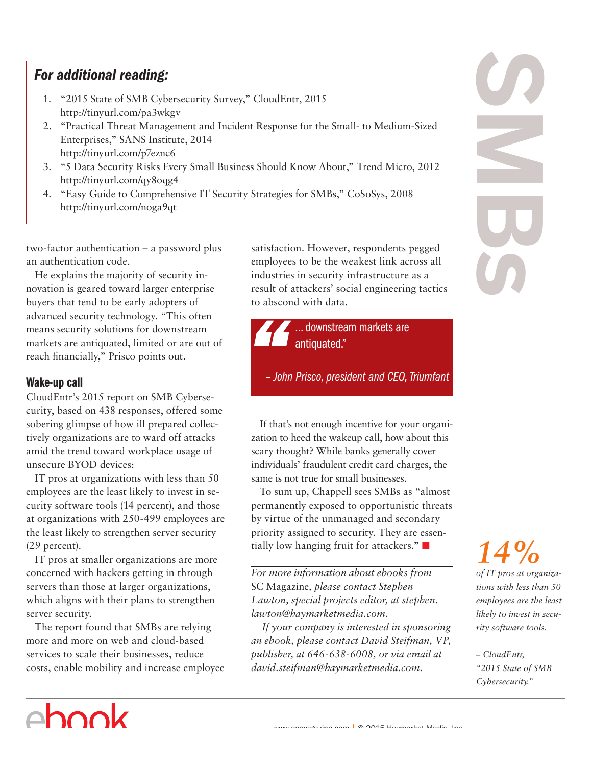## For additional reading:

1. "2015 State of SMB Cybersecurity Survey," CloudEntr, 2015
   http://tinyurl.com/pa3wkgv
2. "Practical Threat Management and Incident Response for the Small- to Medium-Sized Enterprises," SANS Institute, 2014
   http://tinyurl.com/p7eznc6
3. "5 Data Security Risks Every Small Business Should Know About," Trend Micro, 2012
   http://tinyurl.com/qy8oqg4
4. "Easy Guide to Comprehensive IT Security Strategies for SMBs," CoSoSys, 2008
   http://tinyurl.com/noga9qt

two-factor authentication – a password plus an authentication code.

He explains the majority of security innovation is geared toward larger enterprise buyers that tend to be early adopters of advanced security technology. "This often means security solutions for downstream markets are antiquated, limited or are out of reach financially," Prisco points out.

### Wake-up call

CloudEntr's 2015 report on SMB Cybersecurity, based on 438 responses, offered some sobering glimpse of how ill prepared collectively organizations are to ward off attacks amid the trend toward workplace usage of unsecure BYOD devices:

IT pros at organizations with less than 50 employees are the least likely to invest in security software tools (14 percent), and those at organizations with 250-499 employees are the least likely to strengthen server security (29 percent).

IT pros at smaller organizations are more concerned with hackers getting in through servers than those at larger organizations, which aligns with their plans to strengthen server security.

The report found that SMBs are relying more and more on web and cloud-based services to scale their businesses, reduce costs, enable mobility and increase employee satisfaction. However, respondents pegged employees to be the weakest link across all industries in security infrastructure as a result of attackers' social engineering tactics to abscond with data.

> "... downstream markets are antiquated."
>
> *– John Prisco, president and CEO, Triumfant*

If that's not enough incentive for your organization to heed the wakeup call, how about this scary thought? While banks generally cover individuals' fraudulent credit card charges, the same is not true for small businesses.

To sum up, Chappell sees SMBs as "almost permanently exposed to opportunistic threats by virtue of the unmanaged and secondary priority assigned to security. They are essentially low hanging fruit for attackers." ■

---

*For more information about ebooks from* SC Magazine, *please contact Stephen Lawton, special projects editor, at stephen.lawton@haymarketmedia.com.*

*If your company is interested in sponsoring an ebook, please contact David Steifman, VP, publisher, at 646-638-6008, or via email at david.steifman@haymarketmedia.com.*

**14%**

*of IT pros at organizations with less than 50 employees are the least likely to invest in security software tools.*

*– CloudEntr, "2015 State of SMB Cybersecurity."*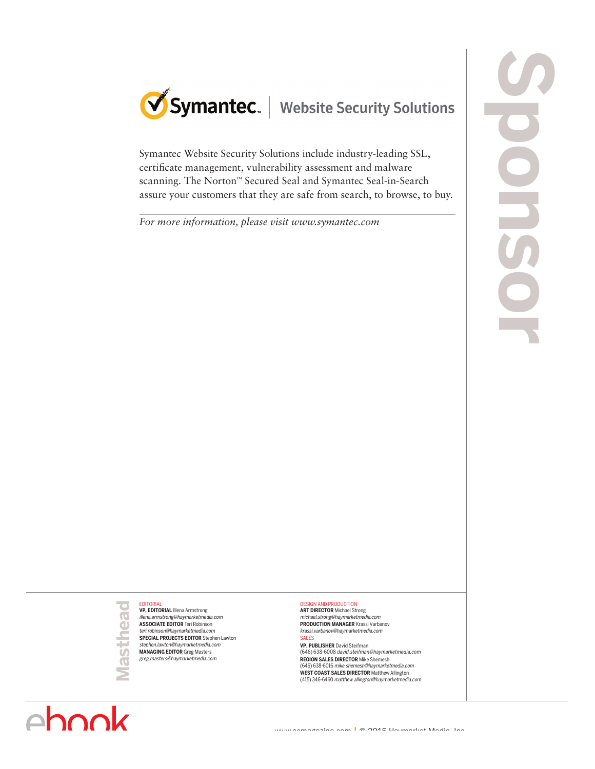# Sponsor

**Symantec. | Website Security Solutions**

Symantec Website Security Solutions include industry-leading SSL, certificate management, vulnerability assessment and malware scanning. The Norton™ Secured Seal and Symantec Seal-in-Search assure your customers that they are safe from search, to browse, to buy.

*For more information, please visit www.symantec.com*

## Masthead

EDITORIAL

**VP, EDITORIAL** Illena Armstrong
*illena.armstrong@haymarketmedia.com*

**ASSOCIATE EDITOR** Teri Robinson
*teri.robinson@haymarketmedia.com*

**SPECIAL PROJECTS EDITOR** Stephen Lawton
*stephen.lawton@haymarketmedia.com*

**MANAGING EDITOR** Greg Masters
*greg.masters@haymarketmedia.com*

DESIGN AND PRODUCTION

**ART DIRECTOR** Michael Strong
*michael.strong@haymarketmedia.com*

**PRODUCTION MANAGER** Krassi Varbanov
*krassi.varbanov@haymarketmedia.com*

SALES

**VP, PUBLISHER** David Steifman
(646) 638-6008 *david.steifman@haymarketmedia.com*

**REGION SALES DIRECTOR** Mike Shemesh
(646) 638-6016 *mike.shemesh@haymarketmedia.com*

**WEST COAST SALES DIRECTOR** Matthew Allington
(415) 346-6460 *matthew.allington@haymarketmedia.com*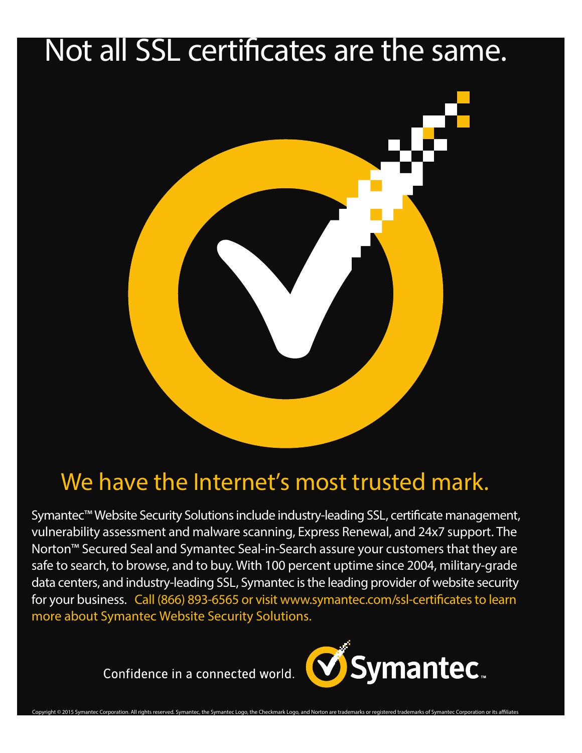# Not all SSL certificates are the same.

## We have the Internet's most trusted mark.

Symantec™ Website Security Solutions include industry-leading SSL, certificate management, vulnerability assessment and malware scanning, Express Renewal, and 24x7 support. The Norton™ Secured Seal and Symantec Seal-in-Search assure your customers that they are safe to search, to browse, and to buy. With 100 percent uptime since 2004, military-grade data centers, and industry-leading SSL, Symantec is the leading provider of website security for your business. Call (866) 893-6565 or visit www.symantec.com/ssl-certificates to learn more about Symantec Website Security Solutions.

Confidence in a connected world. Symantec™

Copyright © 2015 Symantec Corporation. All rights reserved. Symantec, the Symantec Logo, the Checkmark Logo, and Norton are trademarks or registered trademarks of Symantec Corporation or its affiliates